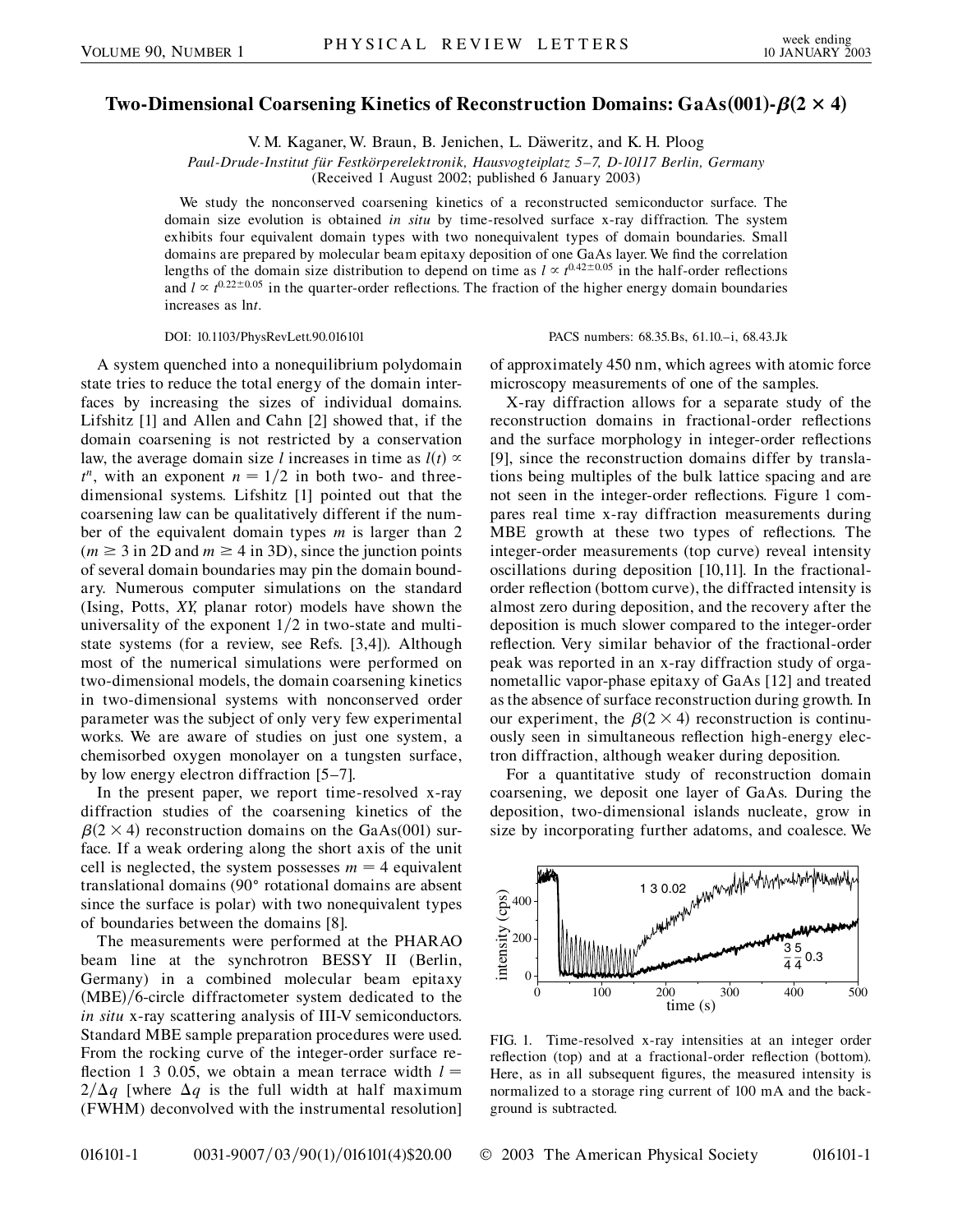# Two-Dimensional Coarsening Kinetics of Reconstruction Domains: GaAs(001)-$\beta(2 \times 4)$

V. M. Kaganer, W. Braun, B. Jenichen, L. Däweritz, and K. H. Ploog

*Paul-Drude-Institut für Festkörperelektronik, Hausvogteiplatz 5–7, D-10117 Berlin, Germany*

(Received 1 August 2002; published 6 January 2003)

We study the nonconserved coarsening kinetics of a reconstructed semiconductor surface. The domain size evolution is obtained *in situ* by time-resolved surface x-ray diffraction. The system exhibits four equivalent domain types with two nonequivalent types of domain boundaries. Small domains are prepared by molecular beam epitaxy deposition of one GaAs layer. We find the correlation lengths of the domain size distribution to depend on time as $l \propto t^{0.42 \pm 0.05}$ in the half-order reflections and $l \propto t^{0.22 \pm 0.05}$ in the quarter-order reflections. The fraction of the higher energy domain boundaries increases as $\ln t$.

DOI: 10.1103/PhysRevLett.90.016101 PACS numbers: 68.35.Bs, 61.10.–i, 68.43.Jk

A system quenched into a nonequilibrium polydomain state tries to reduce the total energy of the domain interfaces by increasing the sizes of individual domains. Lifshitz [1] and Allen and Cahn [2] showed that, if the domain coarsening is not restricted by a conservation law, the average domain size $l$ increases in time as $l(t) \propto t^n$, with an exponent $n = 1/2$ in both two- and three-dimensional systems. Lifshitz [1] pointed out that the coarsening law can be qualitatively different if the number of the equivalent domain types $m$ is larger than 2 ($m \geq 3$ in 2D and $m \geq 4$ in 3D), since the junction points of several domain boundaries may pin the domain boundary. Numerous computer simulations on the standard (Ising, Potts, *XY*, planar rotor) models have shown the universality of the exponent $1/2$ in two-state and multistate systems (for a review, see Refs. [3,4]). Although most of the numerical simulations were performed on two-dimensional models, the domain coarsening kinetics in two-dimensional systems with nonconserved order parameter was the subject of only very few experimental works. We are aware of studies on just one system, a chemisorbed oxygen monolayer on a tungsten surface, by low energy electron diffraction [5–7].

In the present paper, we report time-resolved x-ray diffraction studies of the coarsening kinetics of the $\beta(2 \times 4)$ reconstruction domains on the GaAs(001) surface. If a weak ordering along the short axis of the unit cell is neglected, the system possesses $m = 4$ equivalent translational domains (90° rotational domains are absent since the surface is polar) with two nonequivalent types of boundaries between the domains [8].

The measurements were performed at the PHARAO beam line at the synchrotron BESSY II (Berlin, Germany) in a combined molecular beam epitaxy (MBE)/6-circle diffractometer system dedicated to the *in situ* x-ray scattering analysis of III-V semiconductors. Standard MBE sample preparation procedures were used. From the rocking curve of the integer-order surface reflection 1 3 0.05, we obtain a mean terrace width $l = 2/\Delta q$ [where $\Delta q$ is the full width at half maximum (FWHM) deconvolved with the instrumental resolution] of approximately 450 nm, which agrees with atomic force microscopy measurements of one of the samples.

X-ray diffraction allows for a separate study of the reconstruction domains in fractional-order reflections and the surface morphology in integer-order reflections [9], since the reconstruction domains differ by translations being multiples of the bulk lattice spacing and are not seen in the integer-order reflections. Figure 1 compares real time x-ray diffraction measurements during MBE growth at these two types of reflections. The integer-order measurements (top curve) reveal intensity oscillations during deposition [10,11]. In the fractional-order reflection (bottom curve), the diffracted intensity is almost zero during deposition, and the recovery after the deposition is much slower compared to the integer-order reflection. Very similar behavior of the fractional-order peak was reported in an x-ray diffraction study of organometallic vapor-phase epitaxy of GaAs [12] and treated as the absence of surface reconstruction during growth. In our experiment, the $\beta(2 \times 4)$ reconstruction is continuously seen in simultaneous reflection high-energy electron diffraction, although weaker during deposition.

For a quantitative study of reconstruction domain coarsening, we deposit one layer of GaAs. During the deposition, two-dimensional islands nucleate, grow in size by incorporating further adatoms, and coalesce. We

FIG. 1. Time-resolved x-ray intensities at an integer order reflection (top) and at a fractional-order reflection (bottom). Here, as in all subsequent figures, the measured intensity is normalized to a storage ring current of 100 mA and the background is subtracted.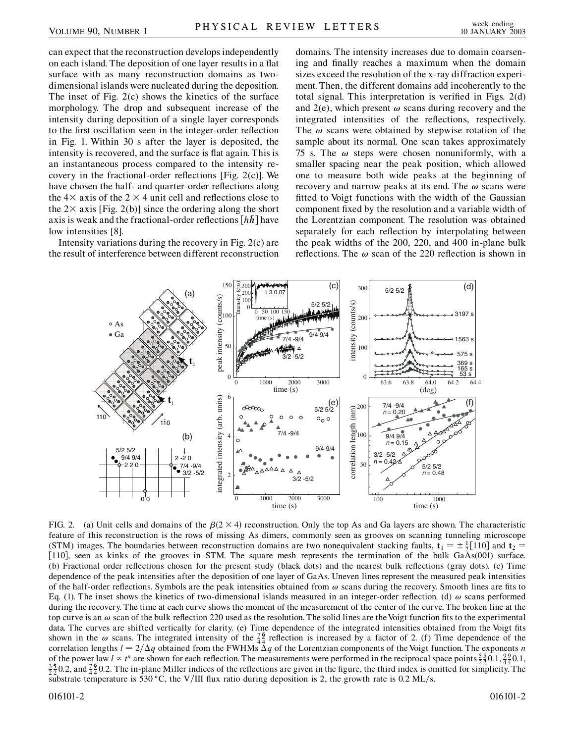can expect that the reconstruction develops independently on each island. The deposition of one layer results in a flat surface with as many reconstruction domains as two-dimensional islands were nucleated during the deposition. The inset of Fig. 2(c) shows the kinetics of the surface morphology. The drop and subsequent increase of the intensity during deposition of a single layer corresponds to the first oscillation seen in the integer-order reflection in Fig. 1. Within 30 s after the layer is deposited, the intensity is recovered, and the surface is flat again. This is an instantaneous process compared to the intensity recovery in the fractional-order reflections [Fig. 2(c)]. We have chosen the half- and quarter-order reflections along the $4\times$ axis of the $2 \times 4$ unit cell and reflections close to the $2\times$ axis [Fig. 2(b)] since the ordering along the short axis is weak and the fractional-order reflections $[h\bar{h}]$ have low intensities [8].

Intensity variations during the recovery in Fig. 2(c) are the result of interference between different reconstruction domains. The intensity increases due to domain coarsening and finally reaches a maximum when the domain sizes exceed the resolution of the x-ray diffraction experiment. Then, the different domains add incoherently to the total signal. This interpretation is verified in Figs. 2(d) and 2(e), which present $\omega$ scans during recovery and the integrated intensities of the reflections, respectively. The $\omega$ scans were obtained by stepwise rotation of the sample about its normal. One scan takes approximately 75 s. The $\omega$ steps were chosen nonuniformly, with a smaller spacing near the peak position, which allowed one to measure both wide peaks at the beginning of recovery and narrow peaks at its end. The $\omega$ scans were fitted to Voigt functions with the width of the Gaussian component fixed by the resolution and a variable width of the Lorentzian component. The resolution was obtained separately for each reflection by interpolating between the peak widths of the 200, 220, and 400 in-plane bulk reflections. The $\omega$ scan of the 220 reflection is shown in

FIG. 2. (a) Unit cells and domains of the $\beta(2 \times 4)$ reconstruction. Only the top As and Ga layers are shown. The characteristic feature of this reconstruction is the rows of missing As dimers, commonly seen as grooves on scanning tunneling microscope (STM) images. The boundaries between reconstruction domains are two nonequivalent stacking faults, $\mathbf{t}_1 = \pm\frac{1}{2}[110]$ and $\mathbf{t}_2 = [110]$, seen as kinks of the grooves in STM. The square mesh represents the termination of the bulk GaAs(001) surface. (b) Fractional order reflections chosen for the present study (black dots) and the nearest bulk reflections (gray dots). (c) Time dependence of the peak intensities after the deposition of one layer of GaAs. Uneven lines represent the measured peak intensities of the half-order reflections. Symbols are the peak intensities obtained from $\omega$ scans during the recovery. Smooth lines are fits to Eq. (1). The inset shows the kinetics of two-dimensional islands measured in an integer-order reflection. (d) $\omega$ scans performed during the recovery. The time at each curve shows the moment of the measurement of the center of the curve. The broken line at the top curve is an $\omega$ scan of the bulk reflection 220 used as the resolution. The solid lines are the Voigt function fits to the experimental data. The curves are shifted vertically for clarity. (e) Time dependence of the integrated intensities obtained from the Voigt fits shown in the $\omega$ scans. The integrated intensity of the $\frac{7}{4}\frac{\bar{9}}{4}$ reflection is increased by a factor of 2. (f) Time dependence of the correlation lengths $l = 2/\Delta q$ obtained from the FWHMs $\Delta q$ of the Lorentzian components of the Voigt function. The exponents $n$ of the power law $l \propto t^n$ are shown for each reflection. The measurements were performed in the reciprocal space points $\frac{5}{2}\frac{5}{2}0.1$, $\frac{9}{4}\frac{9}{4}0.1$, $\frac{3}{2}\frac{\bar{5}}{2}0.2$, and $\frac{7}{4}\frac{\bar{9}}{4}0.2$. The in-plane Miller indices of the reflections are given in the figure, the third index is omitted for simplicity. The substrate temperature is 530 °C, the V/III flux ratio during deposition is 2, the growth rate is 0.2 ML/s.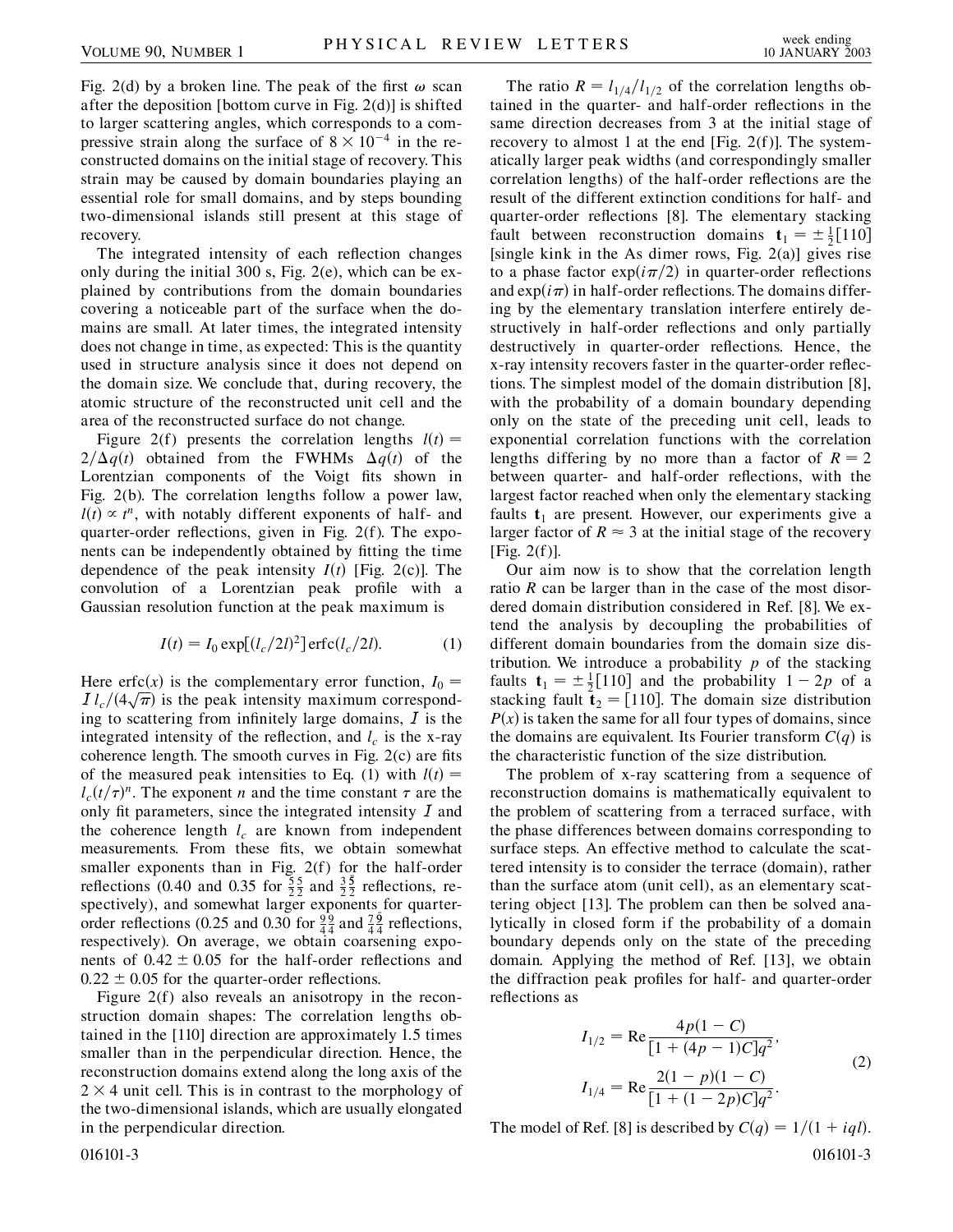Fig. 2(d) by a broken line. The peak of the first $\omega$ scan after the deposition [bottom curve in Fig. 2(d)] is shifted to larger scattering angles, which corresponds to a compressive strain along the surface of $8 \times 10^{-4}$ in the reconstructed domains on the initial stage of recovery. This strain may be caused by domain boundaries playing an essential role for small domains, and by steps bounding two-dimensional islands still present at this stage of recovery.

The integrated intensity of each reflection changes only during the initial 300 s, Fig. 2(e), which can be explained by contributions from the domain boundaries covering a noticeable part of the surface when the domains are small. At later times, the integrated intensity does not change in time, as expected: This is the quantity used in structure analysis since it does not depend on the domain size. We conclude that, during recovery, the atomic structure of the reconstructed unit cell and the area of the reconstructed surface do not change.

Figure 2(f) presents the correlation lengths $l(t) = 2/\Delta q(t)$ obtained from the FWHMs $\Delta q(t)$ of the Lorentzian components of the Voigt fits shown in Fig. 2(b). The correlation lengths follow a power law, $l(t) \propto t^n$, with notably different exponents of half- and quarter-order reflections, given in Fig. 2(f). The exponents can be independently obtained by fitting the time dependence of the peak intensity $I(t)$ [Fig. 2(c)]. The convolution of a Lorentzian peak profile with a Gaussian resolution function at the peak maximum is

$$I(t) = I_0 \exp[(l_c/2l)^2] \operatorname{erfc}(l_c/2l). \tag{1}$$

Here $\operatorname{erfc}(x)$ is the complementary error function, $I_0 = \mathcal{I} l_c/(4\sqrt{\pi})$ is the peak intensity maximum corresponding to scattering from infinitely large domains, $\mathcal{I}$ is the integrated intensity of the reflection, and $l_c$ is the x-ray coherence length. The smooth curves in Fig. 2(c) are fits of the measured peak intensities to Eq. (1) with $l(t) = l_c(t/\tau)^n$. The exponent $n$ and the time constant $\tau$ are the only fit parameters, since the integrated intensity $\mathcal{I}$ and the coherence length $l_c$ are known from independent measurements. From these fits, we obtain somewhat smaller exponents than in Fig. 2(f) for the half-order reflections (0.40 and 0.35 for $\frac{5}{2}\frac{5}{2}$ and $\frac{3}{2}\frac{5}{2}$ reflections, respectively), and somewhat larger exponents for quarter-order reflections (0.25 and 0.30 for $\frac{9}{4}\frac{9}{4}$ and $\frac{7}{4}\frac{9}{4}$ reflections, respectively). On average, we obtain coarsening exponents of $0.42 \pm 0.05$ for the half-order reflections and $0.22 \pm 0.05$ for the quarter-order reflections.

Figure 2(f) also reveals an anisotropy in the reconstruction domain shapes: The correlation lengths obtained in the [110] direction are approximately 1.5 times smaller than in the perpendicular direction. Hence, the reconstruction domains extend along the long axis of the $2 \times 4$ unit cell. This is in contrast to the morphology of the two-dimensional islands, which are usually elongated in the perpendicular direction.

The ratio $R = l_{1/4}/l_{1/2}$ of the correlation lengths obtained in the quarter- and half-order reflections in the same direction decreases from 3 at the initial stage of recovery to almost 1 at the end [Fig. 2(f)]. The systematically larger peak widths (and correspondingly smaller correlation lengths) of the half-order reflections are the result of the different extinction conditions for half- and quarter-order reflections [8]. The elementary stacking fault between reconstruction domains $\mathbf{t}_1 = \pm\frac{1}{2}[110]$ [single kink in the As dimer rows, Fig. 2(a)] gives rise to a phase factor $\exp(i\pi/2)$ in quarter-order reflections and $\exp(i\pi)$ in half-order reflections. The domains differing by the elementary translation interfere entirely destructively in half-order reflections and only partially destructively in quarter-order reflections. Hence, the x-ray intensity recovers faster in the quarter-order reflections. The simplest model of the domain distribution [8], with the probability of a domain boundary depending only on the state of the preceding unit cell, leads to exponential correlation functions with the correlation lengths differing by no more than a factor of $R = 2$ between quarter- and half-order reflections, with the largest factor reached when only the elementary stacking faults $\mathbf{t}_1$ are present. However, our experiments give a larger factor of $R \approx 3$ at the initial stage of the recovery [Fig. 2(f)].

Our aim now is to show that the correlation length ratio $R$ can be larger than in the case of the most disordered domain distribution considered in Ref. [8]. We extend the analysis by decoupling the probabilities of different domain boundaries from the domain size distribution. We introduce a probability $p$ of the stacking faults $\mathbf{t}_1 = \pm\frac{1}{2}[110]$ and the probability $1 - 2p$ of a stacking fault $\mathbf{t}_2 = [110]$. The domain size distribution $P(x)$ is taken the same for all four types of domains, since the domains are equivalent. Its Fourier transform $C(q)$ is the characteristic function of the size distribution.

The problem of x-ray scattering from a sequence of reconstruction domains is mathematically equivalent to the problem of scattering from a terraced surface, with the phase differences between domains corresponding to surface steps. An effective method to calculate the scattered intensity is to consider the terrace (domain), rather than the surface atom (unit cell), as an elementary scattering object [13]. The problem can then be solved analytically in closed form if the probability of a domain boundary depends only on the state of the preceding domain. Applying the method of Ref. [13], we obtain the diffraction peak profiles for half- and quarter-order reflections as

$$
\begin{aligned}
I_{1/2} &= \operatorname{Re}\frac{4p(1 - C)}{[1 + (4p - 1)C]q^2}, \\
I_{1/4} &= \operatorname{Re}\frac{2(1 - p)(1 - C)}{[1 + (1 - 2p)C]q^2}.
\end{aligned}
\tag{2}
$$

The model of Ref. [8] is described by $C(q) = 1/(1 + iql)$.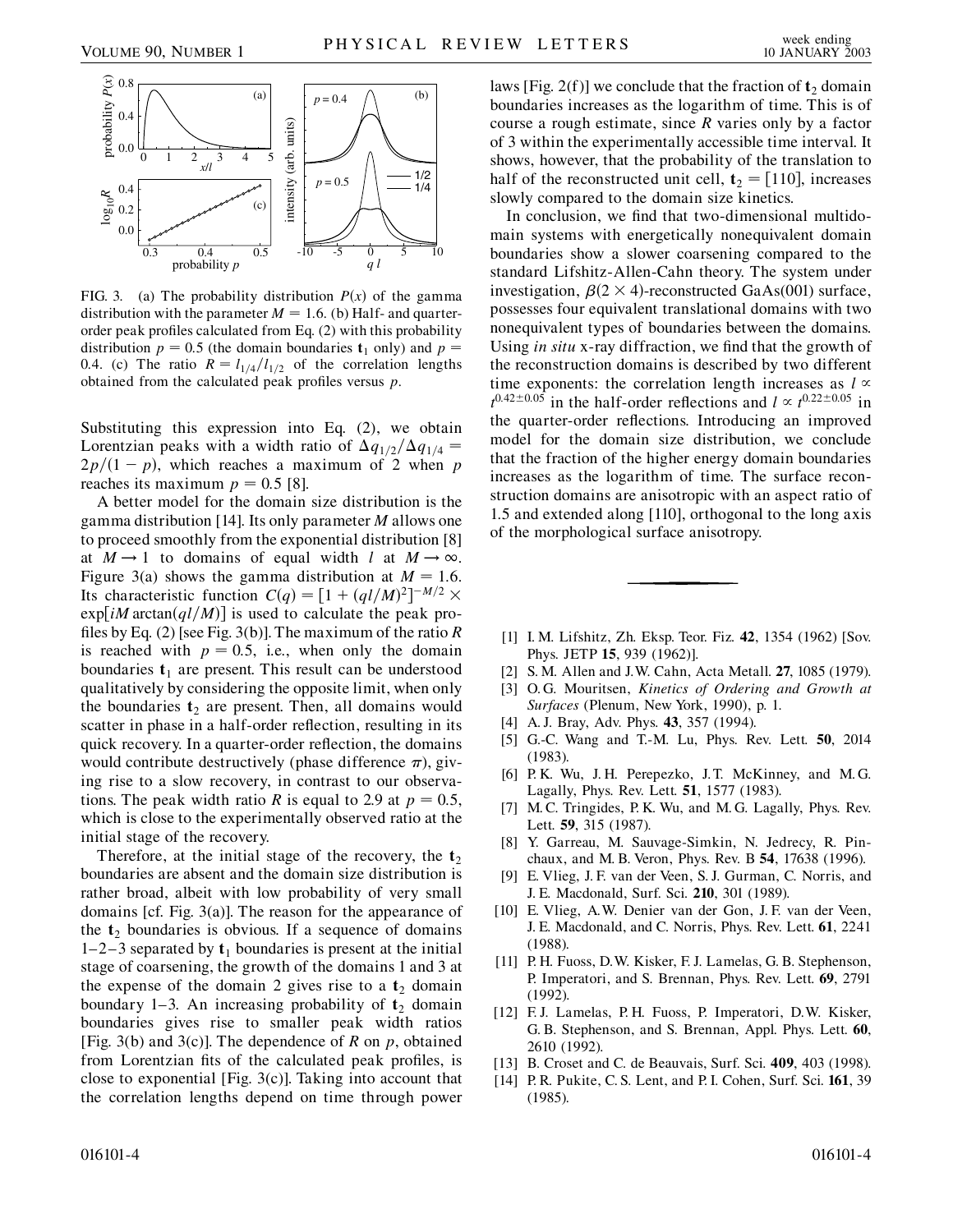(a)

probability $P(x)$

0.8

0.4

0.0

0 1 2 3 4 5

$x/l$

(b)

$p = 0.4$

$p = 0.5$

1/2

1/4

intensity (arb. units)

-10 -5 0 5 10

$q\,l$

(c)

$\log_{10}R$

0.4

0.2

0.0

0.3 0.4 0.5

probability $p$

FIG. 3. (a) The probability distribution $P(x)$ of the gamma distribution with the parameter $M = 1.6$. (b) Half- and quarter-order peak profiles calculated from Eq. (2) with this probability distribution $p = 0.5$ (the domain boundaries $\mathbf{t}_1$ only) and $p = 0.4$. (c) The ratio $R = l_{1/4}/l_{1/2}$ of the correlation lengths obtained from the calculated peak profiles versus $p$.

Substituting this expression into Eq. (2), we obtain Lorentzian peaks with a width ratio of $\Delta q_{1/2}/\Delta q_{1/4} = 2p/(1-p)$, which reaches a maximum of 2 when $p$ reaches its maximum $p = 0.5$ [8].

A better model for the domain size distribution is the gamma distribution [14]. Its only parameter $M$ allows one to proceed smoothly from the exponential distribution [8] at $M \to 1$ to domains of equal width $l$ at $M \to \infty$. Figure 3(a) shows the gamma distribution at $M = 1.6$. Its characteristic function $C(q) = [1 + (ql/M)^2]^{-M/2} \times \exp[iM \arctan(ql/M)]$ is used to calculate the peak profiles by Eq. (2) [see Fig. 3(b)]. The maximum of the ratio $R$ is reached with $p = 0.5$, i.e., when only the domain boundaries $\mathbf{t}_1$ are present. This result can be understood qualitatively by considering the opposite limit, when only the boundaries $\mathbf{t}_2$ are present. Then, all domains would scatter in phase in a half-order reflection, resulting in its quick recovery. In a quarter-order reflection, the domains would contribute destructively (phase difference $\pi$), giving rise to a slow recovery, in contrast to our observations. The peak width ratio $R$ is equal to 2.9 at $p = 0.5$, which is close to the experimentally observed ratio at the initial stage of the recovery.

Therefore, at the initial stage of the recovery, the $\mathbf{t}_2$ boundaries are absent and the domain size distribution is rather broad, albeit with low probability of very small domains [cf. Fig. 3(a)]. The reason for the appearance of the $\mathbf{t}_2$ boundaries is obvious. If a sequence of domains 1–2–3 separated by $\mathbf{t}_1$ boundaries is present at the initial stage of coarsening, the growth of the domains 1 and 3 at the expense of the domain 2 gives rise to a $\mathbf{t}_2$ domain boundary 1–3. An increasing probability of $\mathbf{t}_2$ domain boundaries gives rise to smaller peak width ratios [Fig. 3(b) and 3(c)]. The dependence of $R$ on $p$, obtained from Lorentzian fits of the calculated peak profiles, is close to exponential [Fig. 3(c)]. Taking into account that the correlation lengths depend on time through power laws [Fig. 2(f)] we conclude that the fraction of $\mathbf{t}_2$ domain boundaries increases as the logarithm of time. This is of course a rough estimate, since $R$ varies only by a factor of 3 within the experimentally accessible time interval. It shows, however, that the probability of the translation to half of the reconstructed unit cell, $\mathbf{t}_2 = [110]$, increases slowly compared to the domain size kinetics.

In conclusion, we find that two-dimensional multidomain systems with energetically nonequivalent domain boundaries show a slower coarsening compared to the standard Lifshitz-Allen-Cahn theory. The system under investigation, $\beta(2 \times 4)$-reconstructed GaAs(001) surface, possesses four equivalent translational domains with two nonequivalent types of boundaries between the domains. Using *in situ* x-ray diffraction, we find that the growth of the reconstruction domains is described by two different time exponents: the correlation length increases as $l \propto t^{0.42 \pm 0.05}$ in the half-order reflections and $l \propto t^{0.22 \pm 0.05}$ in the quarter-order reflections. Introducing an improved model for the domain size distribution, we conclude that the fraction of the higher energy domain boundaries increases as the logarithm of time. The surface reconstruction domains are anisotropic with an aspect ratio of 1.5 and extended along [110], orthogonal to the long axis of the morphological surface anisotropy.

---

[1] I. M. Lifshitz, Zh. Eksp. Teor. Fiz. **42**, 1354 (1962) [Sov. Phys. JETP **15**, 939 (1962)].

[2] S. M. Allen and J.W. Cahn, Acta Metall. **27**, 1085 (1979).

[3] O. G. Mouritsen, *Kinetics of Ordering and Growth at Surfaces* (Plenum, New York, 1990), p. 1.

[4] A. J. Bray, Adv. Phys. **43**, 357 (1994).

[5] G.-C. Wang and T.-M. Lu, Phys. Rev. Lett. **50**, 2014 (1983).

[6] P. K. Wu, J. H. Perepezko, J. T. McKinney, and M. G. Lagally, Phys. Rev. Lett. **51**, 1577 (1983).

[7] M. C. Tringides, P. K. Wu, and M. G. Lagally, Phys. Rev. Lett. **59**, 315 (1987).

[8] Y. Garreau, M. Sauvage-Simkin, N. Jedrecy, R. Pinchaux, and M. B. Veron, Phys. Rev. B **54**, 17638 (1996).

[9] E. Vlieg, J. F. van der Veen, S. J. Gurman, C. Norris, and J. E. Macdonald, Surf. Sci. **210**, 301 (1989).

[10] E. Vlieg, A.W. Denier van der Gon, J. F. van der Veen, J. E. Macdonald, and C. Norris, Phys. Rev. Lett. **61**, 2241 (1988).

[11] P. H. Fuoss, D.W. Kisker, F. J. Lamelas, G. B. Stephenson, P. Imperatori, and S. Brennan, Phys. Rev. Lett. **69**, 2791 (1992).

[12] F. J. Lamelas, P. H. Fuoss, P. Imperatori, D.W. Kisker, G. B. Stephenson, and S. Brennan, Appl. Phys. Lett. **60**, 2610 (1992).

[13] B. Croset and C. de Beauvais, Surf. Sci. **409**, 403 (1998).

[14] P. R. Pukite, C. S. Lent, and P. I. Cohen, Surf. Sci. **161**, 39 (1985).